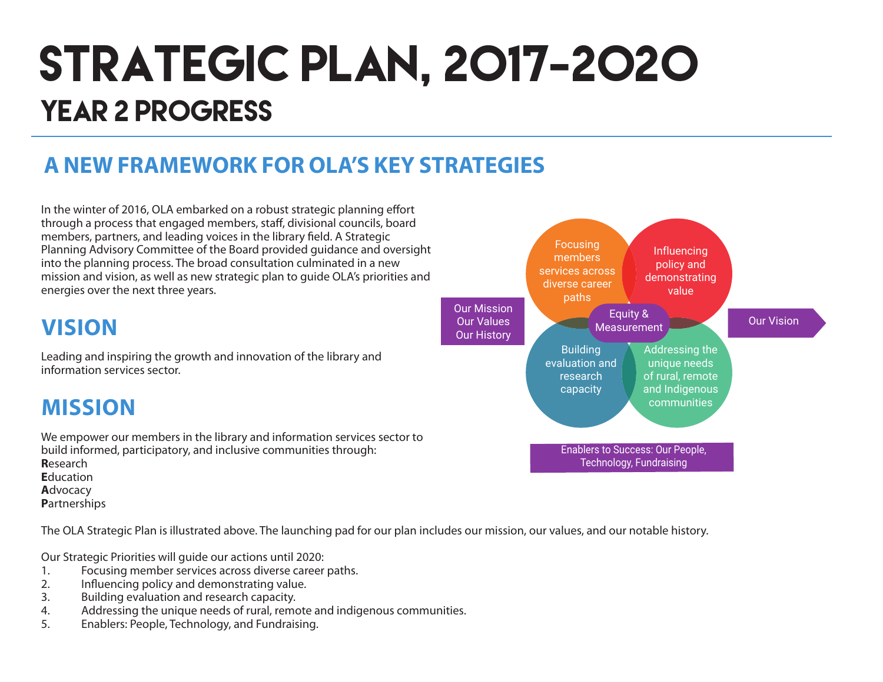# STRATEGIC PLAN, 2017-2020

## YEAR 2 PROGRESS

## A NEW FRAMEWORK FOR OLA'S KEY STRATEGIES

In the winter of 2016, OLA embarked on a robust strategic planning effort through a process that engaged members, staff, divisional councils, board members, partners, and leading voices in the library field. A Strategic Planning Advisory Committee of the Board provided guidance and oversight into the planning process. The broad consultation culminated in a new mission and vision, as well as new strategic plan to guide OLA's priorities and energies over the next three years.

## VISION

Leading and inspiring the growth and innovation of the library and information services sector.

## MISSION

We empower our members in the library and information services sector to build informed, participatory, and inclusive communities through:
**R**esearch
**E**ducation
**A**dvocacy
**P**artnerships

Our Mission
Our Values
Our History

Focusing members services across diverse career paths

Influencing policy and demonstrating value

Equity & Measurement

Building evaluation and research capacity

Addressing the unique needs of rural, remote and Indigenous communities

Our Vision

Enablers to Success: Our People, Technology, Fundraising

The OLA Strategic Plan is illustrated above. The launching pad for our plan includes our mission, our values, and our notable history.

Our Strategic Priorities will guide our actions until 2020:

1. Focusing member services across diverse career paths.
2. Influencing policy and demonstrating value.
3. Building evaluation and research capacity.
4. Addressing the unique needs of rural, remote and indigenous communities.
5. Enablers: People, Technology, and Fundraising.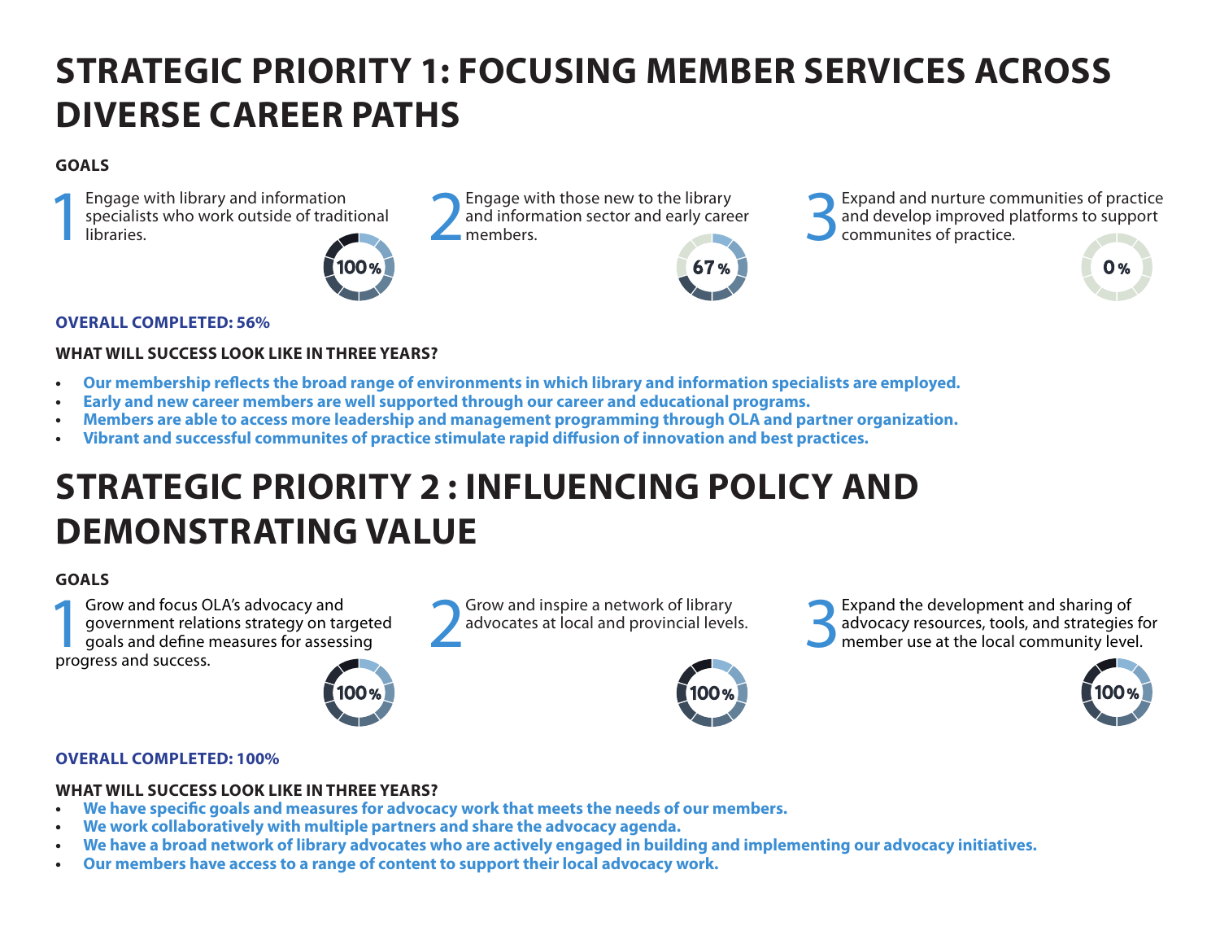# STRATEGIC PRIORITY 1: FOCUSING MEMBER SERVICES ACROSS DIVERSE CAREER PATHS

**GOALS**

1. Engage with library and information specialists who work outside of traditional libraries.
   100%

2. Engage with those new to the library and information sector and early career members.
   67%

3. Expand and nurture communities of practice and develop improved platforms to support communites of practice.
   0%

**OVERALL COMPLETED: 56%**

**WHAT WILL SUCCESS LOOK LIKE IN THREE YEARS?**

- **Our membership reflects the broad range of environments in which library and information specialists are employed.**
- **Early and new career members are well supported through our career and educational programs.**
- **Members are able to access more leadership and management programming through OLA and partner organization.**
- **Vibrant and successful communites of practice stimulate rapid diffusion of innovation and best practices.**

# STRATEGIC PRIORITY 2 : INFLUENCING POLICY AND DEMONSTRATING VALUE

**GOALS**

1. Grow and focus OLA's advocacy and government relations strategy on targeted goals and define measures for assessing progress and success.
   100%

2. Grow and inspire a network of library advocates at local and provincial levels.
   100%

3. Expand the development and sharing of advocacy resources, tools, and strategies for member use at the local community level.
   100%

**OVERALL COMPLETED: 100%**

**WHAT WILL SUCCESS LOOK LIKE IN THREE YEARS?**

- **We have specific goals and measures for advocacy work that meets the needs of our members.**
- **We work collaboratively with multiple partners and share the advocacy agenda.**
- **We have a broad network of library advocates who are actively engaged in building and implementing our advocacy initiatives.**
- **Our members have access to a range of content to support their local advocacy work.**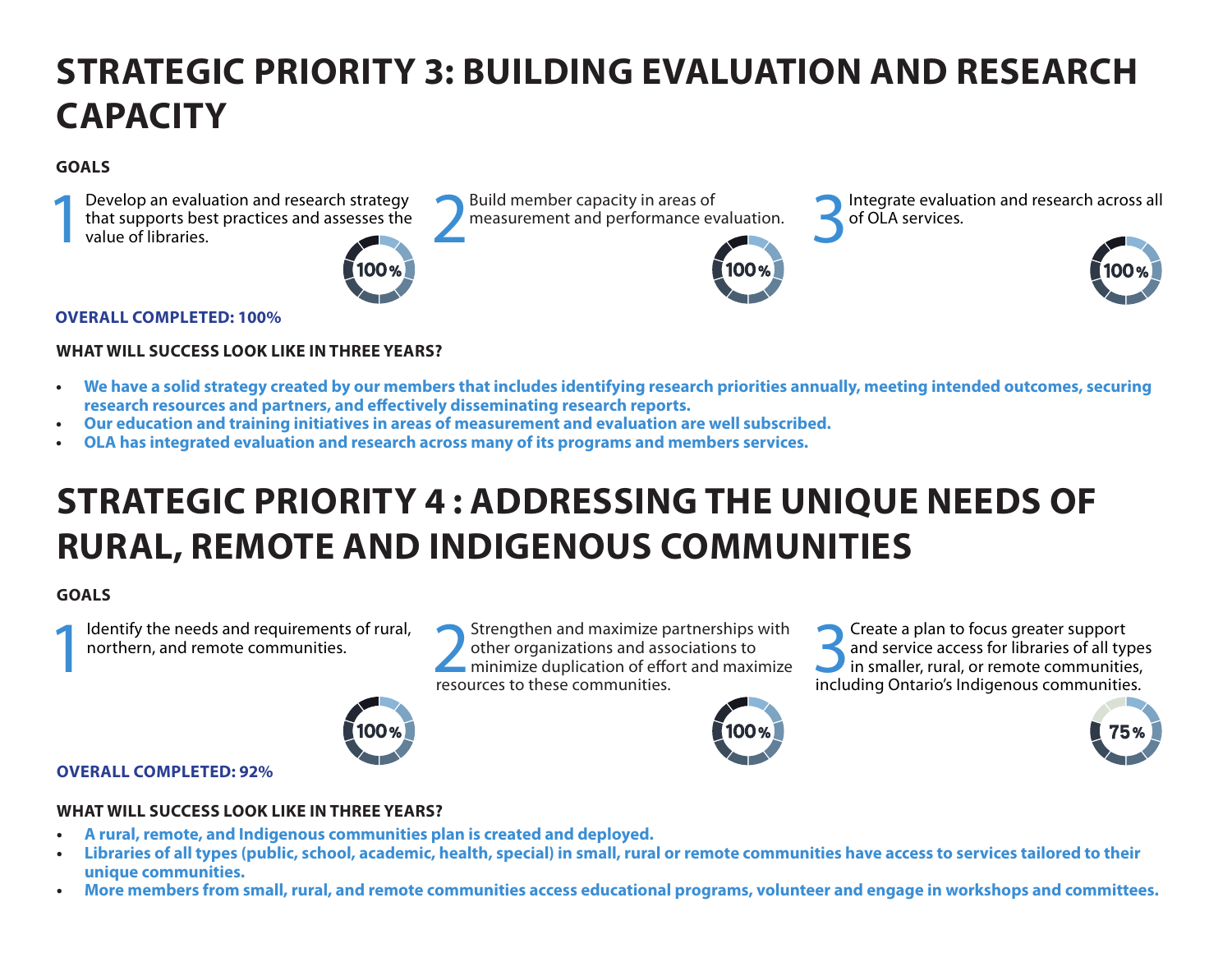# STRATEGIC PRIORITY 3: BUILDING EVALUATION AND RESEARCH CAPACITY

**GOALS**

1. Develop an evaluation and research strategy that supports best practices and assesses the value of libraries. — 100%
2. Build member capacity in areas of measurement and performance evaluation. — 100%
3. Integrate evaluation and research across all of OLA services. — 100%

**OVERALL COMPLETED: 100%**

**WHAT WILL SUCCESS LOOK LIKE IN THREE YEARS?**

- **We have a solid strategy created by our members that includes identifying research priorities annually, meeting intended outcomes, securing research resources and partners, and effectively disseminating research reports.**
- **Our education and training initiatives in areas of measurement and evaluation are well subscribed.**
- **OLA has integrated evaluation and research across many of its programs and members services.**

# STRATEGIC PRIORITY 4 : ADDRESSING THE UNIQUE NEEDS OF RURAL, REMOTE AND INDIGENOUS COMMUNITIES

**GOALS**

1. Identify the needs and requirements of rural, northern, and remote communities. — 100%
2. Strengthen and maximize partnerships with other organizations and associations to minimize duplication of effort and maximize resources to these communities. — 100%
3. Create a plan to focus greater support and service access for libraries of all types in smaller, rural, or remote communities, including Ontario's Indigenous communities. — 75%

**OVERALL COMPLETED: 92%**

**WHAT WILL SUCCESS LOOK LIKE IN THREE YEARS?**

- **A rural, remote, and Indigenous communities plan is created and deployed.**
- **Libraries of all types (public, school, academic, health, special) in small, rural or remote communities have access to services tailored to their unique communities.**
- **More members from small, rural, and remote communities access educational programs, volunteer and engage in workshops and committees.**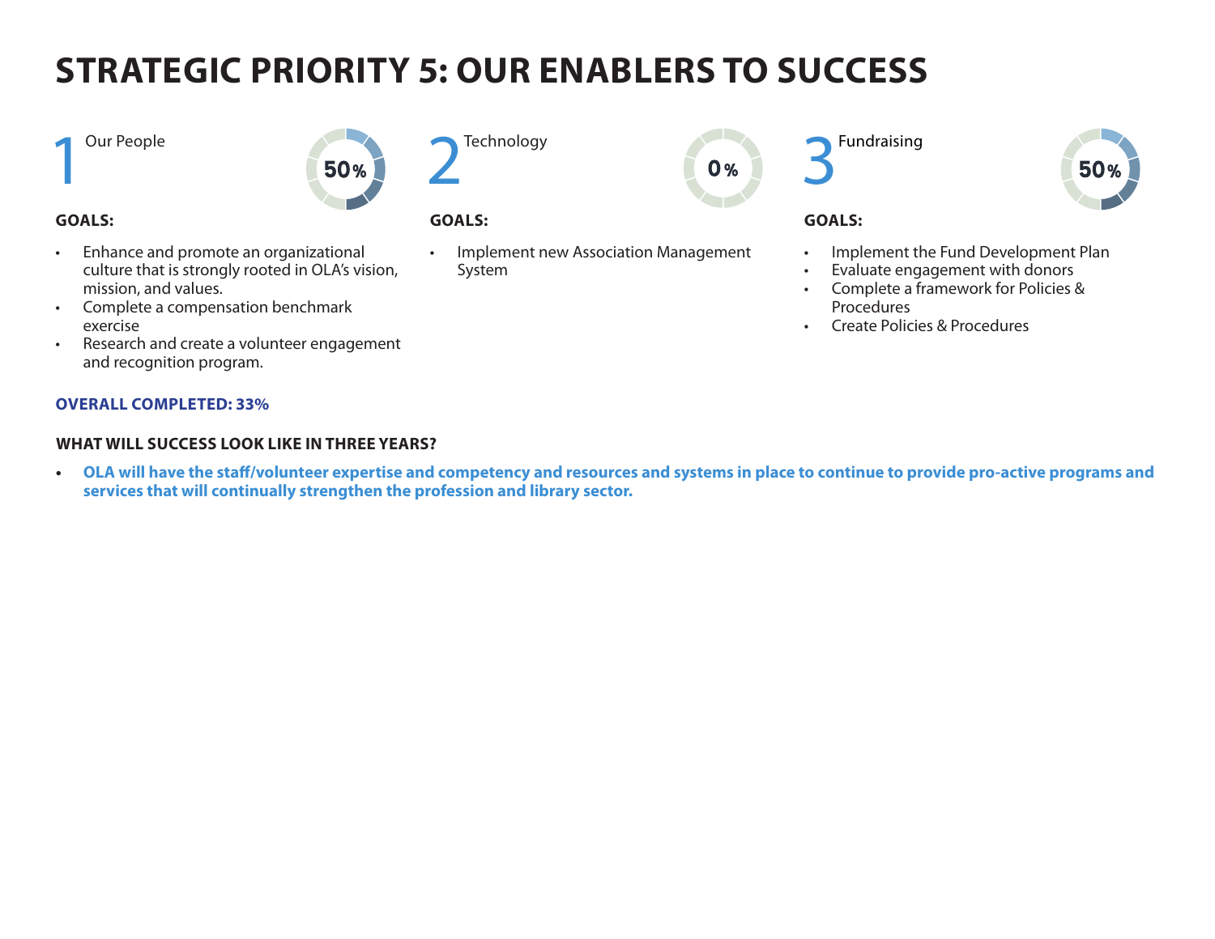# STRATEGIC PRIORITY 5: OUR ENABLERS TO SUCCESS

## 1 Our People

50%

**GOALS:**

- Enhance and promote an organizational culture that is strongly rooted in OLA's vision, mission, and values.
- Complete a compensation benchmark exercise
- Research and create a volunteer engagement and recognition program.

## 2 Technology

0%

**GOALS:**

- Implement new Association Management System

## 3 Fundraising

50%

**GOALS:**

- Implement the Fund Development Plan
- Evaluate engagement with donors
- Complete a framework for Policies & Procedures
- Create Policies & Procedures

**OVERALL COMPLETED: 33%**

**WHAT WILL SUCCESS LOOK LIKE IN THREE YEARS?**

- **OLA will have the staff/volunteer expertise and competency and resources and systems in place to continue to provide pro-active programs and services that will continually strengthen the profession and library sector.**